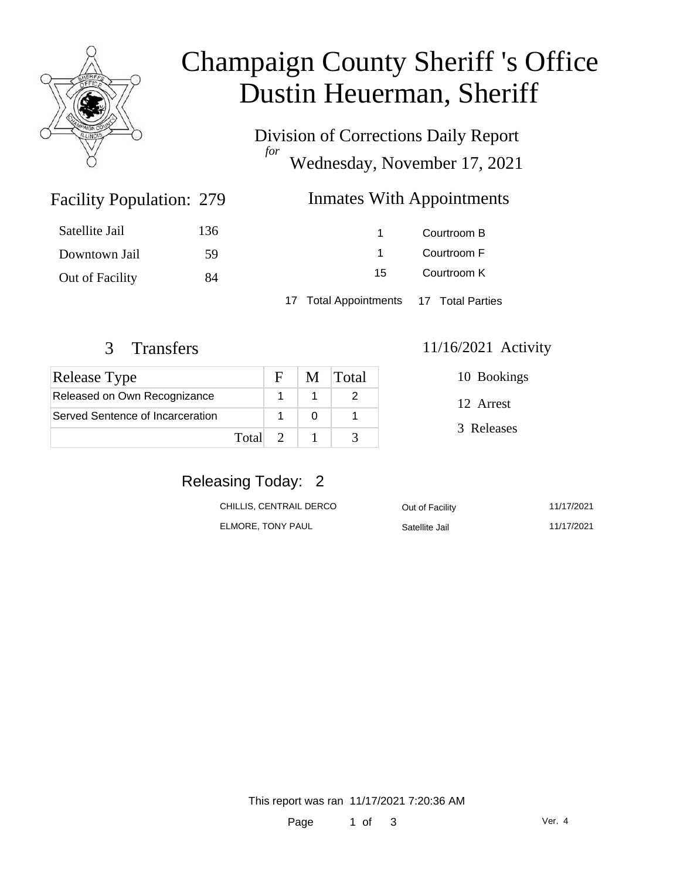# Champaign County Sheriff 's Office
# Dustin Heuerman, Sheriff

Division of Corrections Daily Report
*for*
Wednesday, November 17, 2021

## Facility Population: 279

| | |
|---|---|
| Satellite Jail | 136 |
| Downtown Jail | 59 |
| Out of Facility | 84 |

## Inmates With Appointments

| | |
|---|---|
| 1 | Courtroom B |
| 1 | Courtroom F |
| 15 | Courtroom K |
| 17 Total Appointments | 17 Total Parties |

## 3 Transfers

| Release Type | F | M | Total |
|---|---|---|---|
| Released on Own Recognizance | 1 | 1 | 2 |
| Served Sentence of Incarceration | 1 | 0 | 1 |
| Total | 2 | 1 | 3 |

## 11/16/2021 Activity

10 Bookings

12 Arrest

3 Releases

## Releasing Today: 2

| | | |
|---|---|---|
| CHILLIS, CENTRAIL DERCO | Out of Facility | 11/17/2021 |
| ELMORE, TONY PAUL | Satellite Jail | 11/17/2021 |

This report was ran 11/17/2021 7:20:36 AM

Ver. 4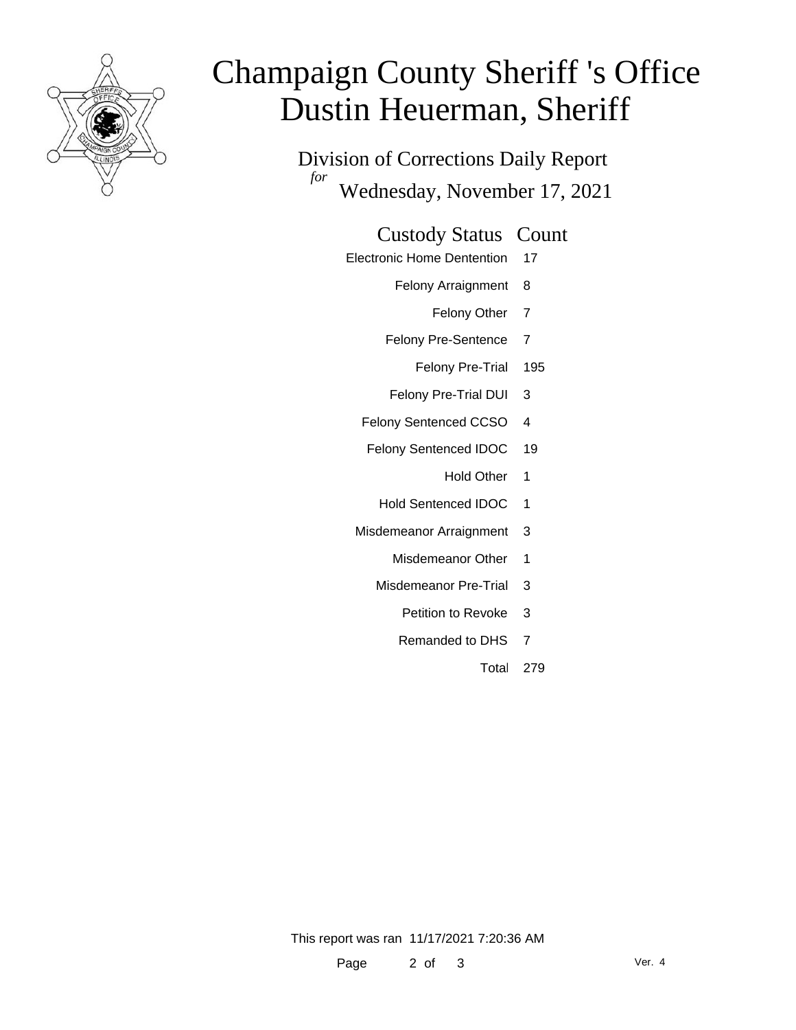# Champaign County Sheriff 's Office
# Dustin Heuerman, Sheriff

## Division of Corrections Daily Report

*for* Wednesday, November 17, 2021

| Custody Status | Count |
|---|---|
| Electronic Home Dentention | 17 |
| Felony Arraignment | 8 |
| Felony Other | 7 |
| Felony Pre-Sentence | 7 |
| Felony Pre-Trial | 195 |
| Felony Pre-Trial DUI | 3 |
| Felony Sentenced CCSO | 4 |
| Felony Sentenced IDOC | 19 |
| Hold Other | 1 |
| Hold Sentenced IDOC | 1 |
| Misdemeanor Arraignment | 3 |
| Misdemeanor Other | 1 |
| Misdemeanor Pre-Trial | 3 |
| Petition to Revoke | 3 |
| Remanded to DHS | 7 |
| Total | 279 |

This report was ran 11/17/2021 7:20:36 AM

Ver. 4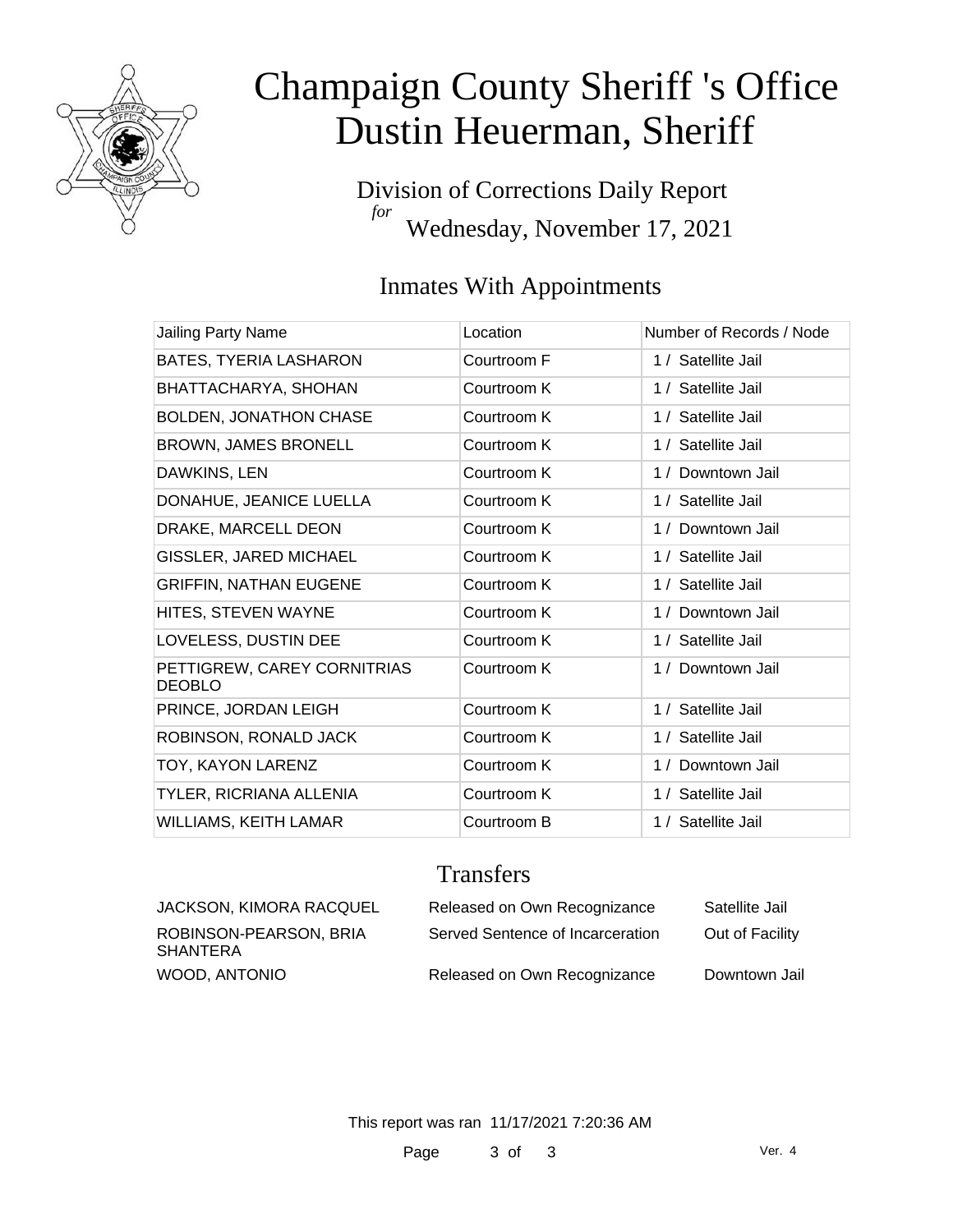# Champaign County Sheriff 's Office
# Dustin Heuerman, Sheriff

Division of Corrections Daily Report
*for*
Wednesday, November 17, 2021

## Inmates With Appointments

| Jailing Party Name | Location | Number of Records / Node |
|---|---|---|
| BATES, TYERIA LASHARON | Courtroom F | 1 / Satellite Jail |
| BHATTACHARYA, SHOHAN | Courtroom K | 1 / Satellite Jail |
| BOLDEN, JONATHON CHASE | Courtroom K | 1 / Satellite Jail |
| BROWN, JAMES BRONELL | Courtroom K | 1 / Satellite Jail |
| DAWKINS, LEN | Courtroom K | 1 / Downtown Jail |
| DONAHUE, JEANICE LUELLA | Courtroom K | 1 / Satellite Jail |
| DRAKE, MARCELL DEON | Courtroom K | 1 / Downtown Jail |
| GISSLER, JARED MICHAEL | Courtroom K | 1 / Satellite Jail |
| GRIFFIN, NATHAN EUGENE | Courtroom K | 1 / Satellite Jail |
| HITES, STEVEN WAYNE | Courtroom K | 1 / Downtown Jail |
| LOVELESS, DUSTIN DEE | Courtroom K | 1 / Satellite Jail |
| PETTIGREW, CAREY CORNITRIAS DEOBLO | Courtroom K | 1 / Downtown Jail |
| PRINCE, JORDAN LEIGH | Courtroom K | 1 / Satellite Jail |
| ROBINSON, RONALD JACK | Courtroom K | 1 / Satellite Jail |
| TOY, KAYON LARENZ | Courtroom K | 1 / Downtown Jail |
| TYLER, RICRIANA ALLENIA | Courtroom K | 1 / Satellite Jail |
| WILLIAMS, KEITH LAMAR | Courtroom B | 1 / Satellite Jail |

## Transfers

| | | |
|---|---|---|
| JACKSON, KIMORA RACQUEL | Released on Own Recognizance | Satellite Jail |
| ROBINSON-PEARSON, BRIA SHANTERA | Served Sentence of Incarceration | Out of Facility |
| WOOD, ANTONIO | Released on Own Recognizance | Downtown Jail |

This report was ran 11/17/2021 7:20:36 AM

Ver. 4